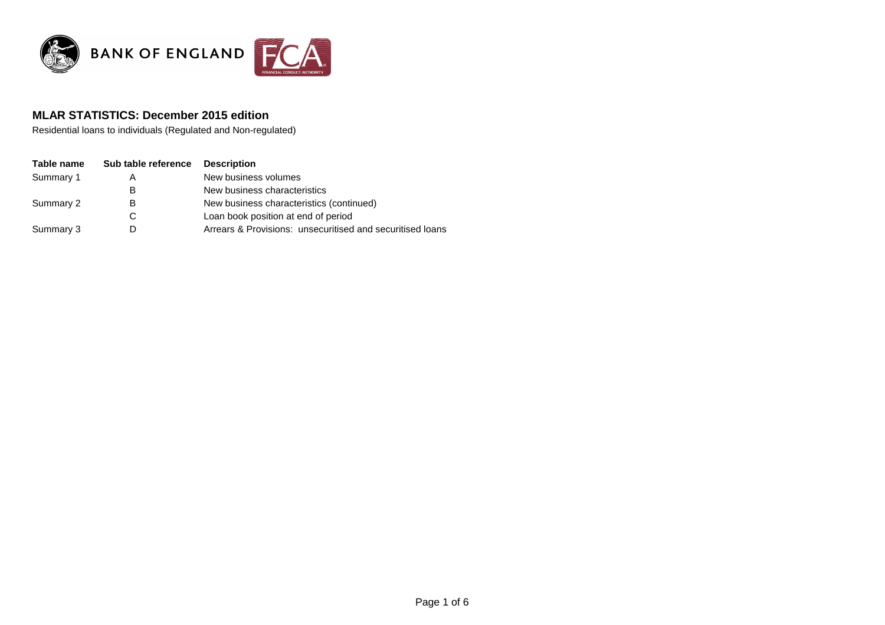BANK OF ENGLAND

FCA
FINANCIAL CONDUCT AUTHORITY

## MLAR STATISTICS: December 2015 edition

Residential loans to individuals (Regulated and Non-regulated)

| Table name | Sub table reference | Description |
|---|---|---|
| Summary 1 | A | New business volumes |
| | B | New business characteristics |
| Summary 2 | B | New business characteristics (continued) |
| | C | Loan book position at end of period |
| Summary 3 | D | Arrears & Provisions: unsecuritised and securitised loans |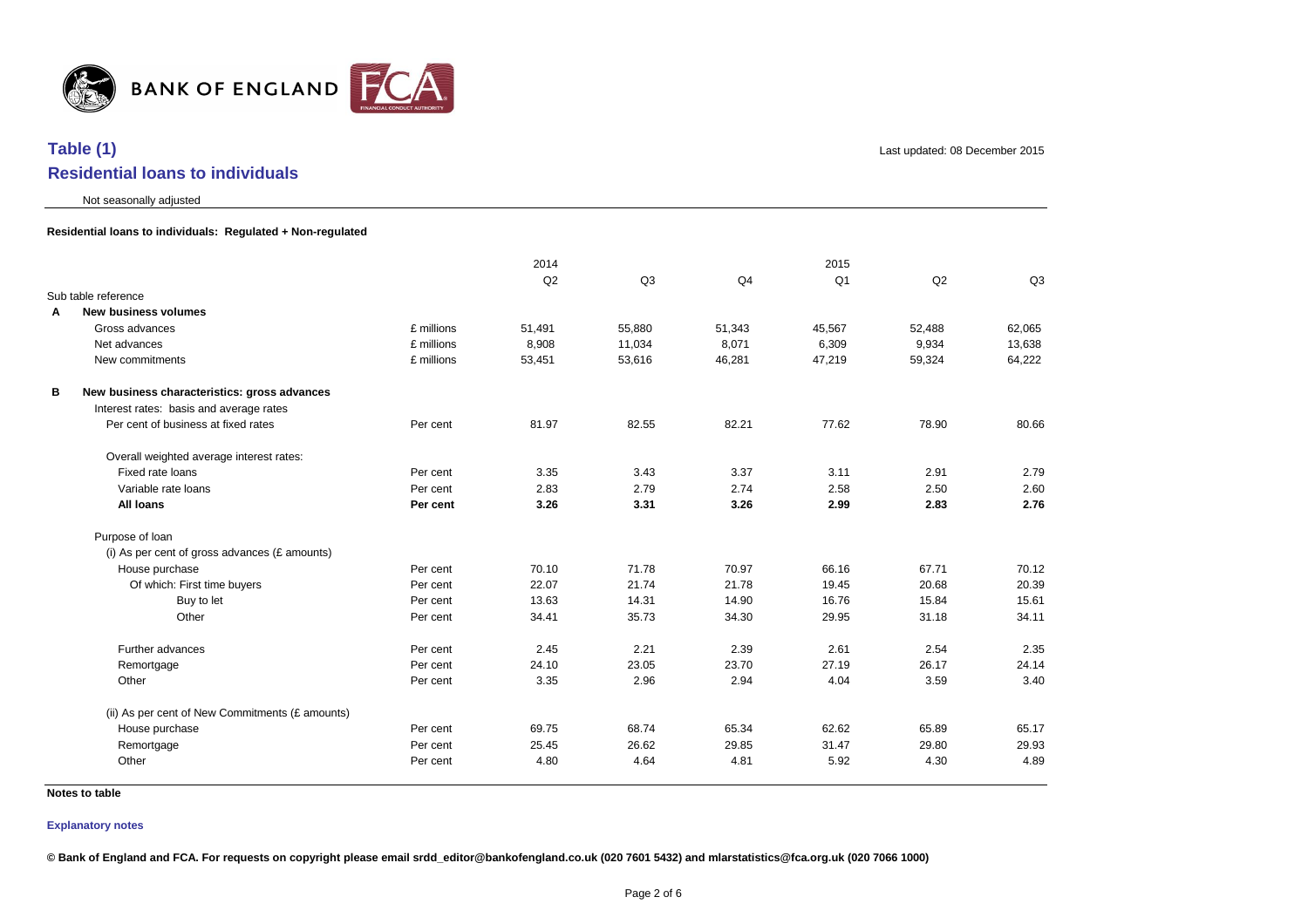BANK OF ENGLAND FCA

## Table (1)

Last updated: 08 December 2015

## Residential loans to individuals

Not seasonally adjusted

**Residential loans to individuals: Regulated + Non-regulated**

| | | | 2014 | | | 2015 | | |
|---|---|---|---|---|---|---|---|---|
| | | | Q2 | Q3 | Q4 | Q1 | Q2 | Q3 |
| Sub table reference | | | | | | | | |
| **A** | **New business volumes** | | | | | | | |
| | Gross advances | £ millions | 51,491 | 55,880 | 51,343 | 45,567 | 52,488 | 62,065 |
| | Net advances | £ millions | 8,908 | 11,034 | 8,071 | 6,309 | 9,934 | 13,638 |
| | New commitments | £ millions | 53,451 | 53,616 | 46,281 | 47,219 | 59,324 | 64,222 |
| **B** | **New business characteristics: gross advances** | | | | | | | |
| | Interest rates: basis and average rates | | | | | | | |
| | Per cent of business at fixed rates | Per cent | 81.97 | 82.55 | 82.21 | 77.62 | 78.90 | 80.66 |
| | Overall weighted average interest rates: | | | | | | | |
| | Fixed rate loans | Per cent | 3.35 | 3.43 | 3.37 | 3.11 | 2.91 | 2.79 |
| | Variable rate loans | Per cent | 2.83 | 2.79 | 2.74 | 2.58 | 2.50 | 2.60 |
| | **All loans** | **Per cent** | **3.26** | **3.31** | **3.26** | **2.99** | **2.83** | **2.76** |
| | Purpose of loan | | | | | | | |
| | (i) As per cent of gross advances (£ amounts) | | | | | | | |
| | House purchase | Per cent | 70.10 | 71.78 | 70.97 | 66.16 | 67.71 | 70.12 |
| | Of which: First time buyers | Per cent | 22.07 | 21.74 | 21.78 | 19.45 | 20.68 | 20.39 |
| | Buy to let | Per cent | 13.63 | 14.31 | 14.90 | 16.76 | 15.84 | 15.61 |
| | Other | Per cent | 34.41 | 35.73 | 34.30 | 29.95 | 31.18 | 34.11 |
| | Further advances | Per cent | 2.45 | 2.21 | 2.39 | 2.61 | 2.54 | 2.35 |
| | Remortgage | Per cent | 24.10 | 23.05 | 23.70 | 27.19 | 26.17 | 24.14 |
| | Other | Per cent | 3.35 | 2.96 | 2.94 | 4.04 | 3.59 | 3.40 |
| | (ii) As per cent of New Commitments (£ amounts) | | | | | | | |
| | House purchase | Per cent | 69.75 | 68.74 | 65.34 | 62.62 | 65.89 | 65.17 |
| | Remortgage | Per cent | 25.45 | 26.62 | 29.85 | 31.47 | 29.80 | 29.93 |
| | Other | Per cent | 4.80 | 4.64 | 4.81 | 5.92 | 4.30 | 4.89 |

**Notes to table**

**Explanatory notes**

**© Bank of England and FCA. For requests on copyright please email srdd_editor@bankofengland.co.uk (020 7601 5432) and mlarstatistics@fca.org.uk (020 7066 1000)**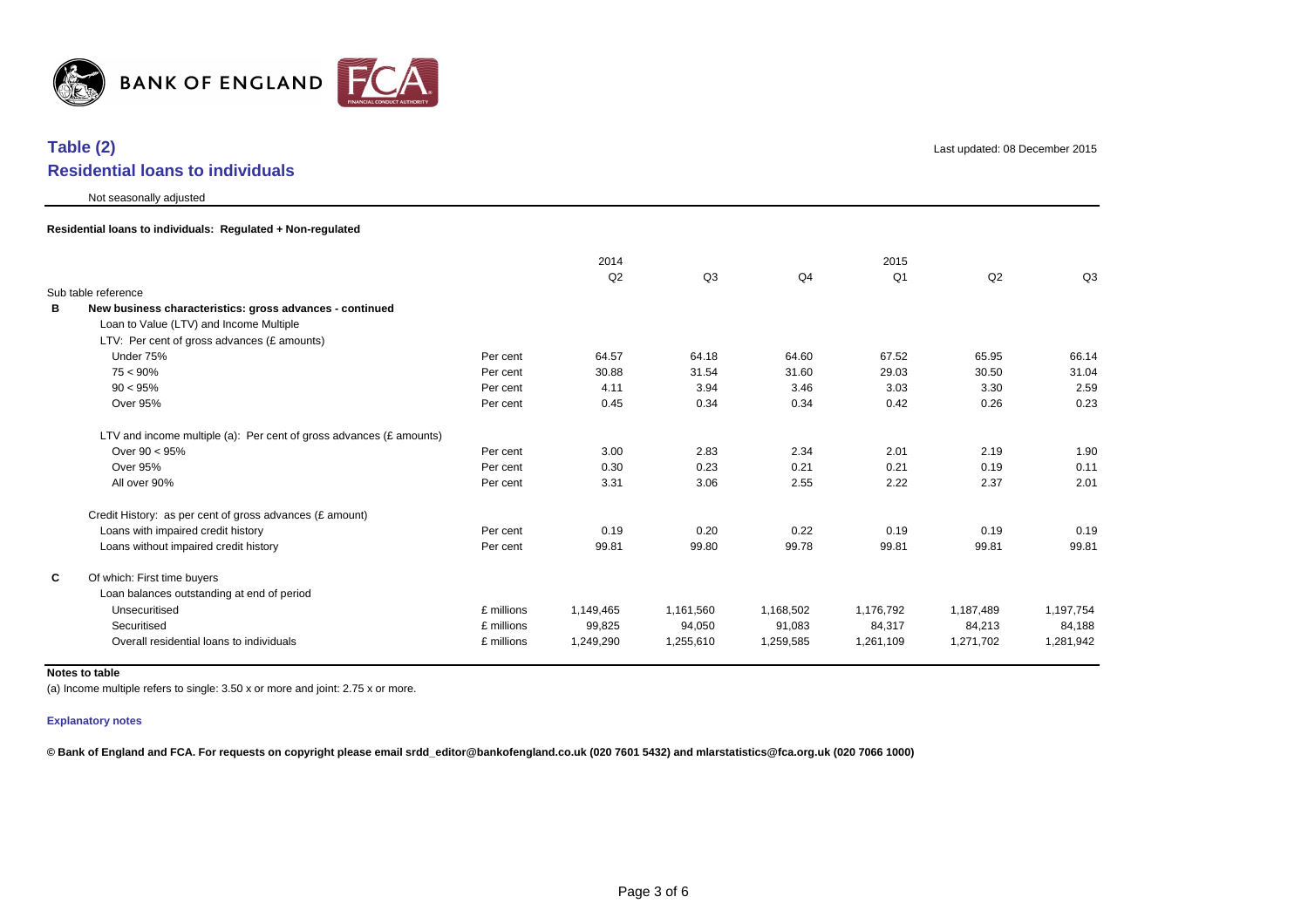BANK OF ENGLAND FCA

## Table (2)

Last updated: 08 December 2015

## Residential loans to individuals

Not seasonally adjusted

**Residential loans to individuals: Regulated + Non-regulated**

| | | | 2014 | | | 2015 | | |
|---|---|---|---|---|---|---|---|---|
| | | | Q2 | Q3 | Q4 | Q1 | Q2 | Q3 |
| Sub table reference | | | | | | | | |
| **B** | **New business characteristics: gross advances - continued** | | | | | | | |
| | Loan to Value (LTV) and Income Multiple | | | | | | | |
| | LTV: Per cent of gross advances (£ amounts) | | | | | | | |
| | Under 75% | Per cent | 64.57 | 64.18 | 64.60 | 67.52 | 65.95 | 66.14 |
| | 75 < 90% | Per cent | 30.88 | 31.54 | 31.60 | 29.03 | 30.50 | 31.04 |
| | 90 < 95% | Per cent | 4.11 | 3.94 | 3.46 | 3.03 | 3.30 | 2.59 |
| | Over 95% | Per cent | 0.45 | 0.34 | 0.34 | 0.42 | 0.26 | 0.23 |
| | LTV and income multiple (a): Per cent of gross advances (£ amounts) | | | | | | | |
| | Over 90 < 95% | Per cent | 3.00 | 2.83 | 2.34 | 2.01 | 2.19 | 1.90 |
| | Over 95% | Per cent | 0.30 | 0.23 | 0.21 | 0.21 | 0.19 | 0.11 |
| | All over 90% | Per cent | 3.31 | 3.06 | 2.55 | 2.22 | 2.37 | 2.01 |
| | Credit History: as per cent of gross advances (£ amount) | | | | | | | |
| | Loans with impaired credit history | Per cent | 0.19 | 0.20 | 0.22 | 0.19 | 0.19 | 0.19 |
| | Loans without impaired credit history | Per cent | 99.81 | 99.80 | 99.78 | 99.81 | 99.81 | 99.81 |
| **C** | Of which: First time buyers | | | | | | | |
| | Loan balances outstanding at end of period | | | | | | | |
| | Unsecuritised | £ millions | 1,149,465 | 1,161,560 | 1,168,502 | 1,176,792 | 1,187,489 | 1,197,754 |
| | Securitised | £ millions | 99,825 | 94,050 | 91,083 | 84,317 | 84,213 | 84,188 |
| | Overall residential loans to individuals | £ millions | 1,249,290 | 1,255,610 | 1,259,585 | 1,261,109 | 1,271,702 | 1,281,942 |

**Notes to table**

(a) Income multiple refers to single: 3.50 x or more and joint: 2.75 x or more.

**Explanatory notes**

**© Bank of England and FCA. For requests on copyright please email srdd_editor@bankofengland.co.uk (020 7601 5432) and mlarstatistics@fca.org.uk (020 7066 1000)**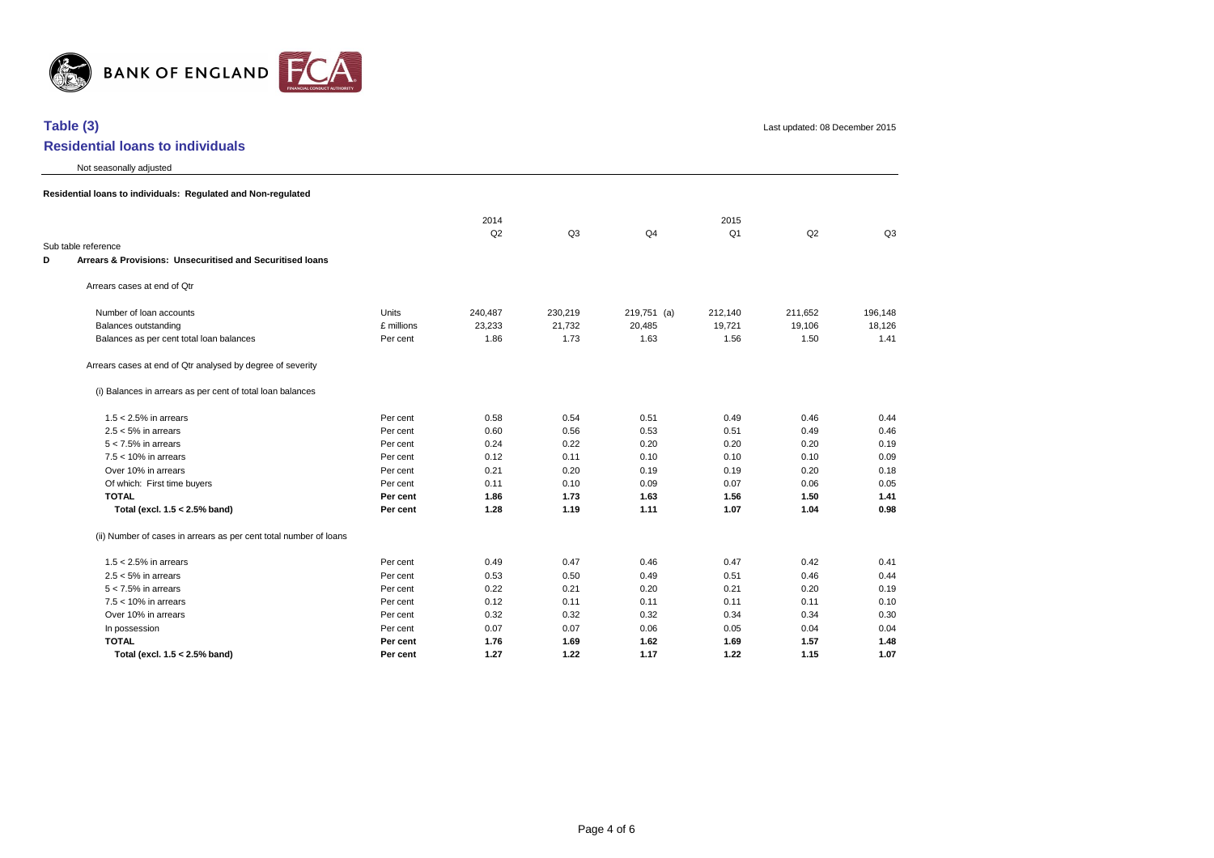BANK OF ENGLAND

## Table (3)

Last updated: 08 December 2015

## Residential loans to individuals

Not seasonally adjusted

**Residential loans to individuals: Regulated and Non-regulated**

| Sub table reference | | | 2014 Q2 | Q3 | Q4 | 2015 Q1 | Q2 | Q3 |
|---|---|---|---|---|---|---|---|---|
| **D** | **Arrears & Provisions: Unsecuritised and Securitised loans** | | | | | | | |
| | Arrears cases at end of Qtr | | | | | | | |
| | Number of loan accounts | Units | 240,487 | 230,219 | 219,751 (a) | 212,140 | 211,652 | 196,148 |
| | Balances outstanding | £ millions | 23,233 | 21,732 | 20,485 | 19,721 | 19,106 | 18,126 |
| | Balances as per cent total loan balances | Per cent | 1.86 | 1.73 | 1.63 | 1.56 | 1.50 | 1.41 |
| | Arrears cases at end of Qtr analysed by degree of severity | | | | | | | |
| | (i) Balances in arrears as per cent of total loan balances | | | | | | | |
| | 1.5 < 2.5% in arrears | Per cent | 0.58 | 0.54 | 0.51 | 0.49 | 0.46 | 0.44 |
| | 2.5 < 5% in arrears | Per cent | 0.60 | 0.56 | 0.53 | 0.51 | 0.49 | 0.46 |
| | 5 < 7.5% in arrears | Per cent | 0.24 | 0.22 | 0.20 | 0.20 | 0.20 | 0.19 |
| | 7.5 < 10% in arrears | Per cent | 0.12 | 0.11 | 0.10 | 0.10 | 0.10 | 0.09 |
| | Over 10% in arrears | Per cent | 0.21 | 0.20 | 0.19 | 0.19 | 0.20 | 0.18 |
| | Of which: First time buyers | Per cent | 0.11 | 0.10 | 0.09 | 0.07 | 0.06 | 0.05 |
| | **TOTAL** | **Per cent** | **1.86** | **1.73** | **1.63** | **1.56** | **1.50** | **1.41** |
| | **Total (excl. 1.5 < 2.5% band)** | **Per cent** | **1.28** | **1.19** | **1.11** | **1.07** | **1.04** | **0.98** |
| | (ii) Number of cases in arrears as per cent total number of loans | | | | | | | |
| | 1.5 < 2.5% in arrears | Per cent | 0.49 | 0.47 | 0.46 | 0.47 | 0.42 | 0.41 |
| | 2.5 < 5% in arrears | Per cent | 0.53 | 0.50 | 0.49 | 0.51 | 0.46 | 0.44 |
| | 5 < 7.5% in arrears | Per cent | 0.22 | 0.21 | 0.20 | 0.21 | 0.20 | 0.19 |
| | 7.5 < 10% in arrears | Per cent | 0.12 | 0.11 | 0.11 | 0.11 | 0.11 | 0.10 |
| | Over 10% in arrears | Per cent | 0.32 | 0.32 | 0.32 | 0.34 | 0.34 | 0.30 |
| | In possession | Per cent | 0.07 | 0.07 | 0.06 | 0.05 | 0.04 | 0.04 |
| | **TOTAL** | **Per cent** | **1.76** | **1.69** | **1.62** | **1.69** | **1.57** | **1.48** |
| | **Total (excl. 1.5 < 2.5% band)** | **Per cent** | **1.27** | **1.22** | **1.17** | **1.22** | **1.15** | **1.07** |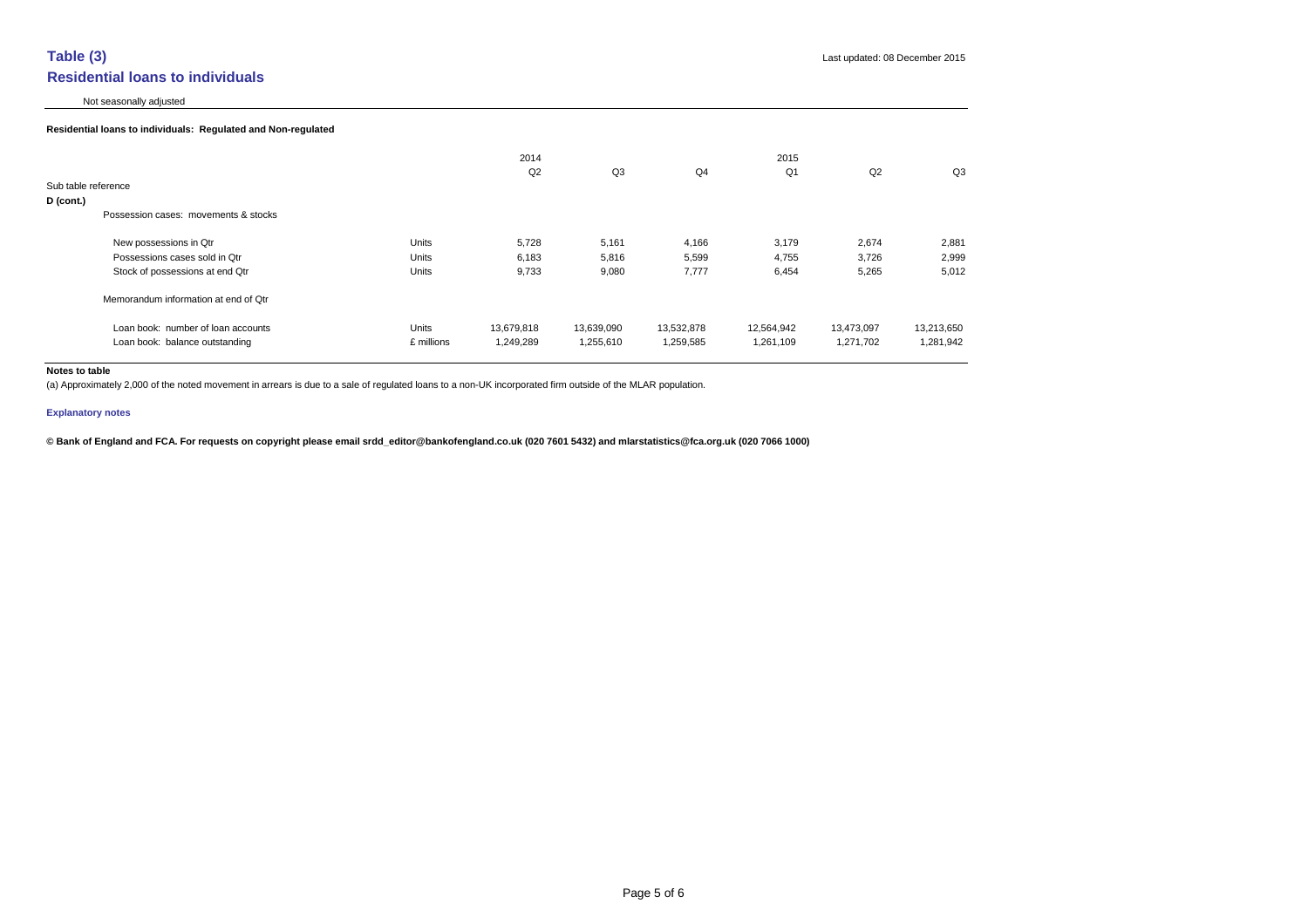## Table (3)

Last updated: 08 December 2015

## Residential loans to individuals

Not seasonally adjusted

**Residential loans to individuals: Regulated and Non-regulated**

| | | 2014 | | | 2015 | | |
|---|---|---|---|---|---|---|---|
| | | Q2 | Q3 | Q4 | Q1 | Q2 | Q3 |
| Sub table reference | | | | | | | |
| **D (cont.)** | | | | | | | |
| Possession cases: movements & stocks | | | | | | | |
| New possessions in Qtr | Units | 5,728 | 5,161 | 4,166 | 3,179 | 2,674 | 2,881 |
| Possessions cases sold in Qtr | Units | 6,183 | 5,816 | 5,599 | 4,755 | 3,726 | 2,999 |
| Stock of possessions at end Qtr | Units | 9,733 | 9,080 | 7,777 | 6,454 | 5,265 | 5,012 |
| Memorandum information at end of Qtr | | | | | | | |
| Loan book: number of loan accounts | Units | 13,679,818 | 13,639,090 | 13,532,878 | 12,564,942 | 13,473,097 | 13,213,650 |
| Loan book: balance outstanding | £ millions | 1,249,289 | 1,255,610 | 1,259,585 | 1,261,109 | 1,271,702 | 1,281,942 |

**Notes to table**

(a) Approximately 2,000 of the noted movement in arrears is due to a sale of regulated loans to a non-UK incorporated firm outside of the MLAR population.

**Explanatory notes**

**© Bank of England and FCA. For requests on copyright please email srdd_editor@bankofengland.co.uk (020 7601 5432) and mlarstatistics@fca.org.uk (020 7066 1000)**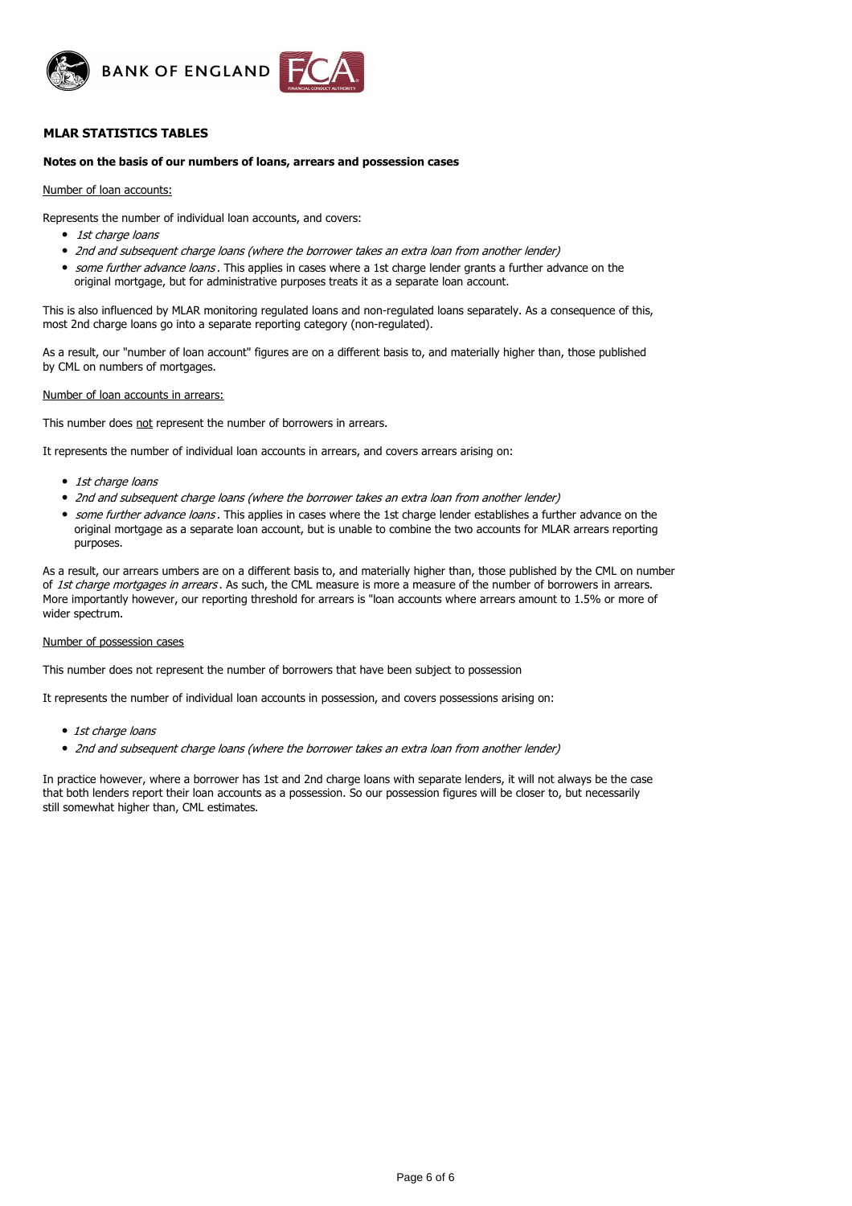## MLAR STATISTICS TABLES

**Notes on the basis of our numbers of loans, arrears and possession cases**

Number of loan accounts:

Represents the number of individual loan accounts, and covers:

- *1st charge loans*
- *2nd and subsequent charge loans (where the borrower takes an extra loan from another lender)*
- *some further advance loans*. This applies in cases where a 1st charge lender grants a further advance on the original mortgage, but for administrative purposes treats it as a separate loan account.

This is also influenced by MLAR monitoring regulated loans and non-regulated loans separately. As a consequence of this, most 2nd charge loans go into a separate reporting category (non-regulated).

As a result, our "number of loan account" figures are on a different basis to, and materially higher than, those published by CML on numbers of mortgages.

Number of loan accounts in arrears:

This number does not represent the number of borrowers in arrears.

It represents the number of individual loan accounts in arrears, and covers arrears arising on:

- *1st charge loans*
- *2nd and subsequent charge loans (where the borrower takes an extra loan from another lender)*
- *some further advance loans*. This applies in cases where the 1st charge lender establishes a further advance on the original mortgage as a separate loan account, but is unable to combine the two accounts for MLAR arrears reporting purposes.

As a result, our arrears umbers are on a different basis to, and materially higher than, those published by the CML on number of *1st charge mortgages in arrears*. As such, the CML measure is more a measure of the number of borrowers in arrears. More importantly however, our reporting threshold for arrears is "loan accounts where arrears amount to 1.5% or more of wider spectrum.

Number of possession cases

This number does not represent the number of borrowers that have been subject to possession

It represents the number of individual loan accounts in possession, and covers possessions arising on:

- *1st charge loans*
- *2nd and subsequent charge loans (where the borrower takes an extra loan from another lender)*

In practice however, where a borrower has 1st and 2nd charge loans with separate lenders, it will not always be the case that both lenders report their loan accounts as a possession. So our possession figures will be closer to, but necessarily still somewhat higher than, CML estimates.